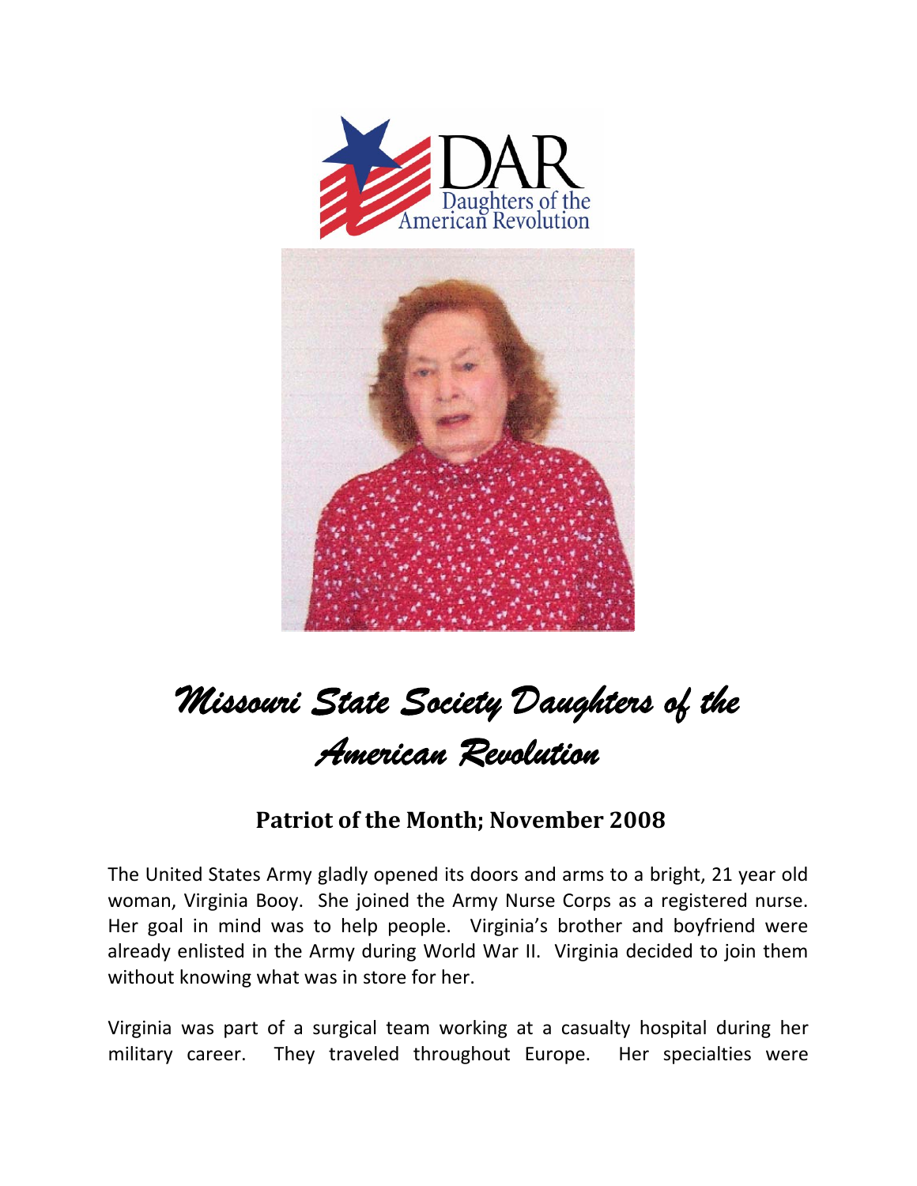# Missouri State Society Daughters of the American Revolution

## Patriot of the Month; November 2008

The United States Army gladly opened its doors and arms to a bright, 21 year old woman, Virginia Booy. She joined the Army Nurse Corps as a registered nurse. Her goal in mind was to help people. Virginia's brother and boyfriend were already enlisted in the Army during World War II. Virginia decided to join them without knowing what was in store for her.

Virginia was part of a surgical team working at a casualty hospital during her military career. They traveled throughout Europe. Her specialties were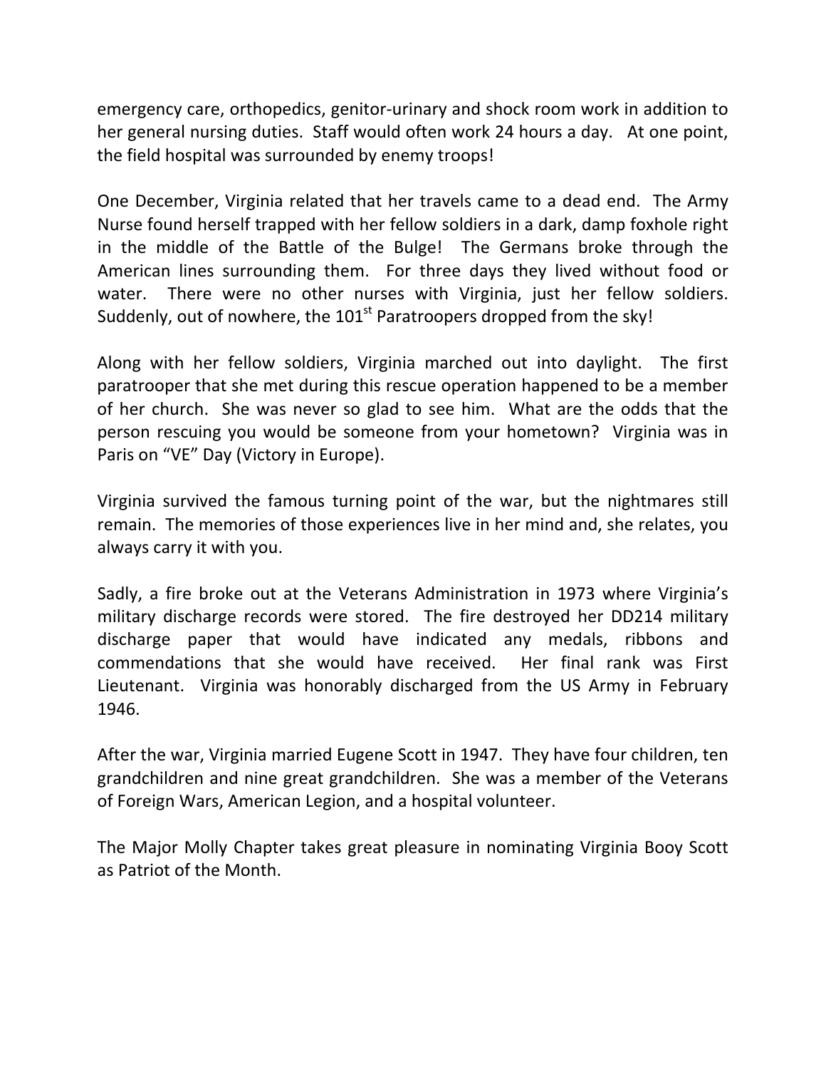emergency care, orthopedics, genitor-urinary and shock room work in addition to her general nursing duties. Staff would often work 24 hours a day. At one point, the field hospital was surrounded by enemy troops!

One December, Virginia related that her travels came to a dead end. The Army Nurse found herself trapped with her fellow soldiers in a dark, damp foxhole right in the middle of the Battle of the Bulge! The Germans broke through the American lines surrounding them. For three days they lived without food or water. There were no other nurses with Virginia, just her fellow soldiers. Suddenly, out of nowhere, the 101st Paratroopers dropped from the sky!

Along with her fellow soldiers, Virginia marched out into daylight. The first paratrooper that she met during this rescue operation happened to be a member of her church. She was never so glad to see him. What are the odds that the person rescuing you would be someone from your hometown? Virginia was in Paris on "VE" Day (Victory in Europe).

Virginia survived the famous turning point of the war, but the nightmares still remain. The memories of those experiences live in her mind and, she relates, you always carry it with you.

Sadly, a fire broke out at the Veterans Administration in 1973 where Virginia's military discharge records were stored. The fire destroyed her DD214 military discharge paper that would have indicated any medals, ribbons and commendations that she would have received. Her final rank was First Lieutenant. Virginia was honorably discharged from the US Army in February 1946.

After the war, Virginia married Eugene Scott in 1947. They have four children, ten grandchildren and nine great grandchildren. She was a member of the Veterans of Foreign Wars, American Legion, and a hospital volunteer.

The Major Molly Chapter takes great pleasure in nominating Virginia Booy Scott as Patriot of the Month.